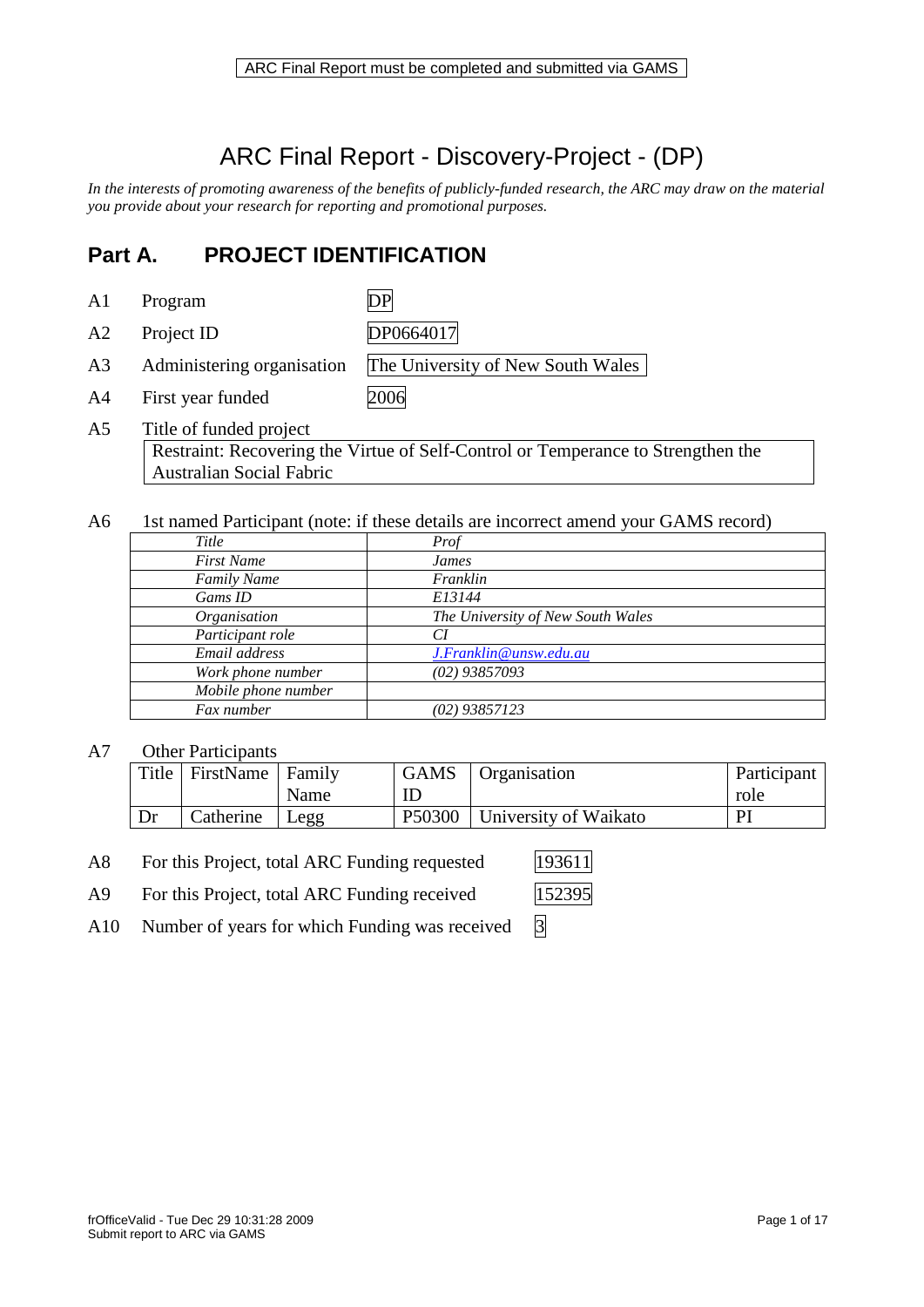ARC Final Report must be completed and submitted via GAMS

# ARC Final Report - Discovery-Project - (DP)

*In the interests of promoting awareness of the benefits of publicly-funded research, the ARC may draw on the material you provide about your research for reporting and promotional purposes.*

## Part A. PROJECT IDENTIFICATION

| | | |
|---|---|---|
| A1 | Program | DP |
| A2 | Project ID | DP0664017 |
| A3 | Administering organisation | The University of New South Wales |
| A4 | First year funded | 2006 |

A5 Title of funded project

Restraint: Recovering the Virtue of Self-Control or Temperance to Strengthen the Australian Social Fabric

A6 1st named Participant (note: if these details are incorrect amend your GAMS record)

| | |
|---|---|
| *Title* | *Prof* |
| *First Name* | *James* |
| *Family Name* | *Franklin* |
| *Gams ID* | *E13144* |
| *Organisation* | *The University of New South Wales* |
| *Participant role* | *CI* |
| *Email address* | *J.Franklin@unsw.edu.au* |
| *Work phone number* | *(02) 93857093* |
| *Mobile phone number* | |
| *Fax number* | *(02) 93857123* |

A7 Other Participants

| Title | FirstName | Family Name | GAMS ID | Organisation | Participant role |
|---|---|---|---|---|---|
| Dr | Catherine | Legg | P50300 | University of Waikato | PI |

| | | |
|---|---|---|
| A8 | For this Project, total ARC Funding requested | 193611 |
| A9 | For this Project, total ARC Funding received | 152395 |
| A10 | Number of years for which Funding was received | 3 |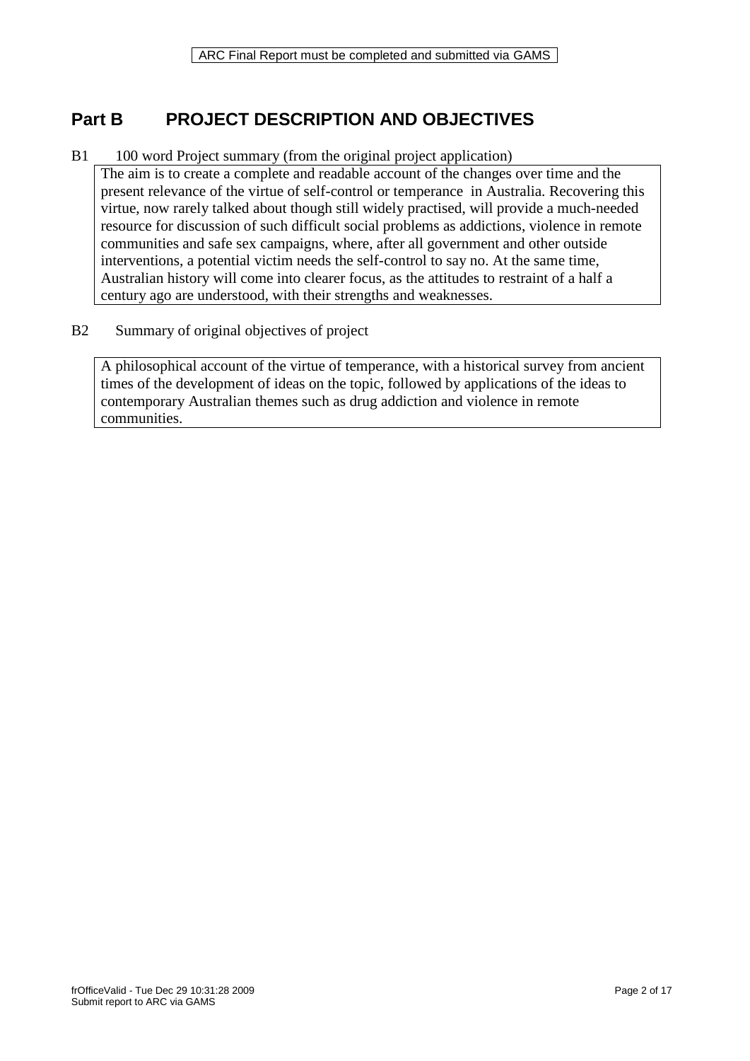## Part B PROJECT DESCRIPTION AND OBJECTIVES

B1 100 word Project summary (from the original project application)

The aim is to create a complete and readable account of the changes over time and the present relevance of the virtue of self-control or temperance in Australia. Recovering this virtue, now rarely talked about though still widely practised, will provide a much-needed resource for discussion of such difficult social problems as addictions, violence in remote communities and safe sex campaigns, where, after all government and other outside interventions, a potential victim needs the self-control to say no. At the same time, Australian history will come into clearer focus, as the attitudes to restraint of a half a century ago are understood, with their strengths and weaknesses.

B2 Summary of original objectives of project

A philosophical account of the virtue of temperance, with a historical survey from ancient times of the development of ideas on the topic, followed by applications of the ideas to contemporary Australian themes such as drug addiction and violence in remote communities.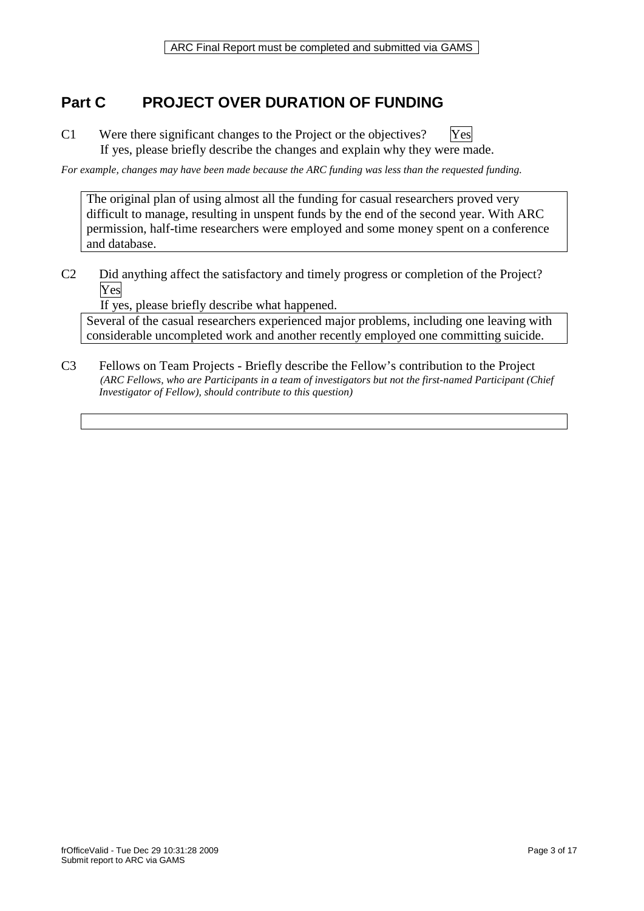## Part C PROJECT OVER DURATION OF FUNDING

C1 Were there significant changes to the Project or the objectives? Yes

If yes, please briefly describe the changes and explain why they were made.

*For example, changes may have been made because the ARC funding was less than the requested funding.*

The original plan of using almost all the funding for casual researchers proved very difficult to manage, resulting in unspent funds by the end of the second year. With ARC permission, half-time researchers were employed and some money spent on a conference and database.

C2 Did anything affect the satisfactory and timely progress or completion of the Project? Yes

If yes, please briefly describe what happened.

Several of the casual researchers experienced major problems, including one leaving with considerable uncompleted work and another recently employed one committing suicide.

C3 Fellows on Team Projects - Briefly describe the Fellow's contribution to the Project

*(ARC Fellows, who are Participants in a team of investigators but not the first-named Participant (Chief Investigator of Fellow), should contribute to this question)*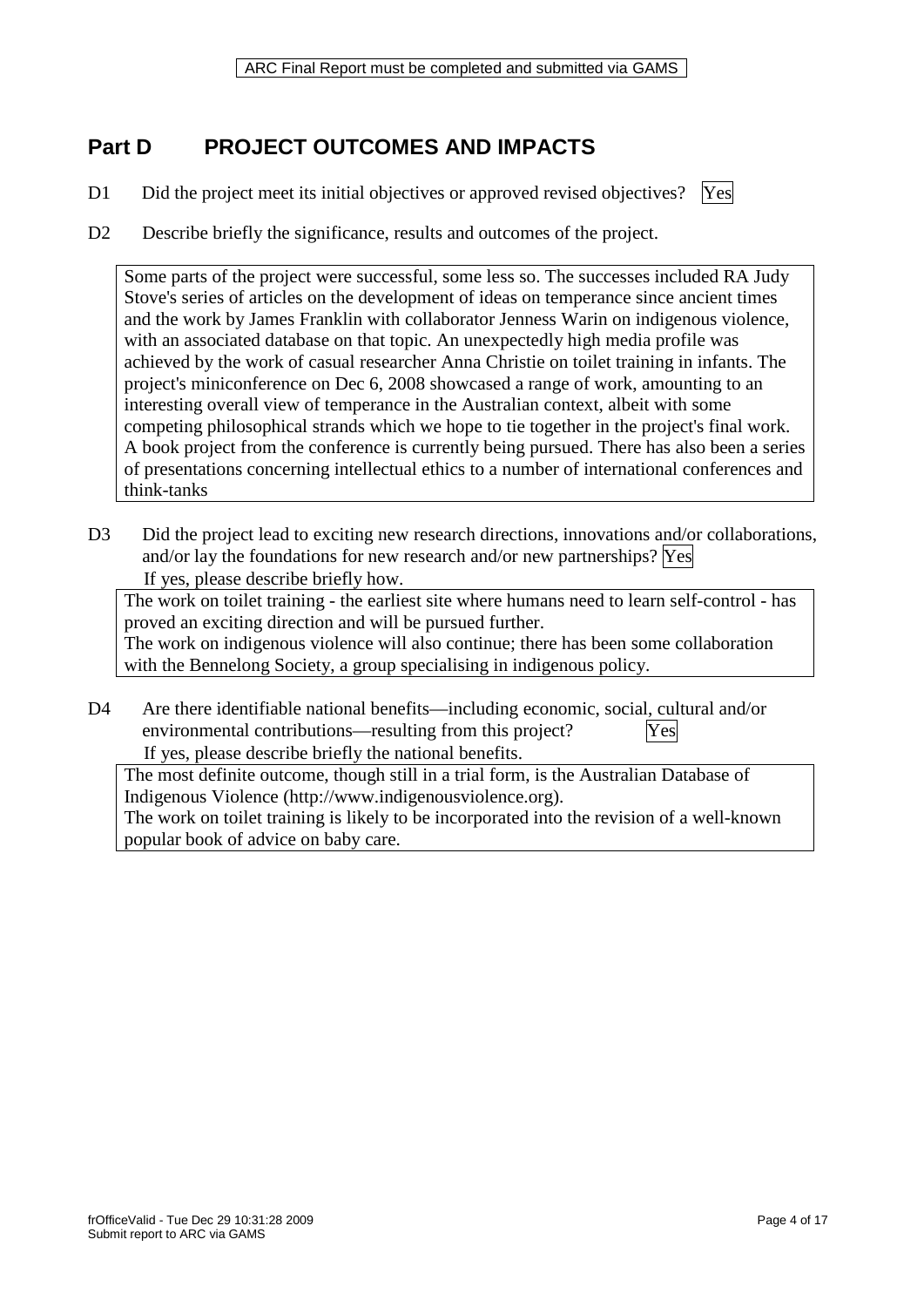ARC Final Report must be completed and submitted via GAMS

## Part D PROJECT OUTCOMES AND IMPACTS

D1 Did the project meet its initial objectives or approved revised objectives? Yes

D2 Describe briefly the significance, results and outcomes of the project.

Some parts of the project were successful, some less so. The successes included RA Judy Stove's series of articles on the development of ideas on temperance since ancient times and the work by James Franklin with collaborator Jenness Warin on indigenous violence, with an associated database on that topic. An unexpectedly high media profile was achieved by the work of casual researcher Anna Christie on toilet training in infants. The project's miniconference on Dec 6, 2008 showcased a range of work, amounting to an interesting overall view of temperance in the Australian context, albeit with some competing philosophical strands which we hope to tie together in the project's final work. A book project from the conference is currently being pursued. There has also been a series of presentations concerning intellectual ethics to a number of international conferences and think-tanks

D3 Did the project lead to exciting new research directions, innovations and/or collaborations, and/or lay the foundations for new research and/or new partnerships? Yes

If yes, please describe briefly how.

The work on toilet training - the earliest site where humans need to learn self-control - has proved an exciting direction and will be pursued further.
The work on indigenous violence will also continue; there has been some collaboration with the Bennelong Society, a group specialising in indigenous policy.

D4 Are there identifiable national benefits—including economic, social, cultural and/or environmental contributions—resulting from this project? Yes

If yes, please describe briefly the national benefits.

The most definite outcome, though still in a trial form, is the Australian Database of Indigenous Violence (http://www.indigenousviolence.org).
The work on toilet training is likely to be incorporated into the revision of a well-known popular book of advice on baby care.

frOfficeValid - Tue Dec 29 10:31:28 2009
Submit report to ARC via GAMS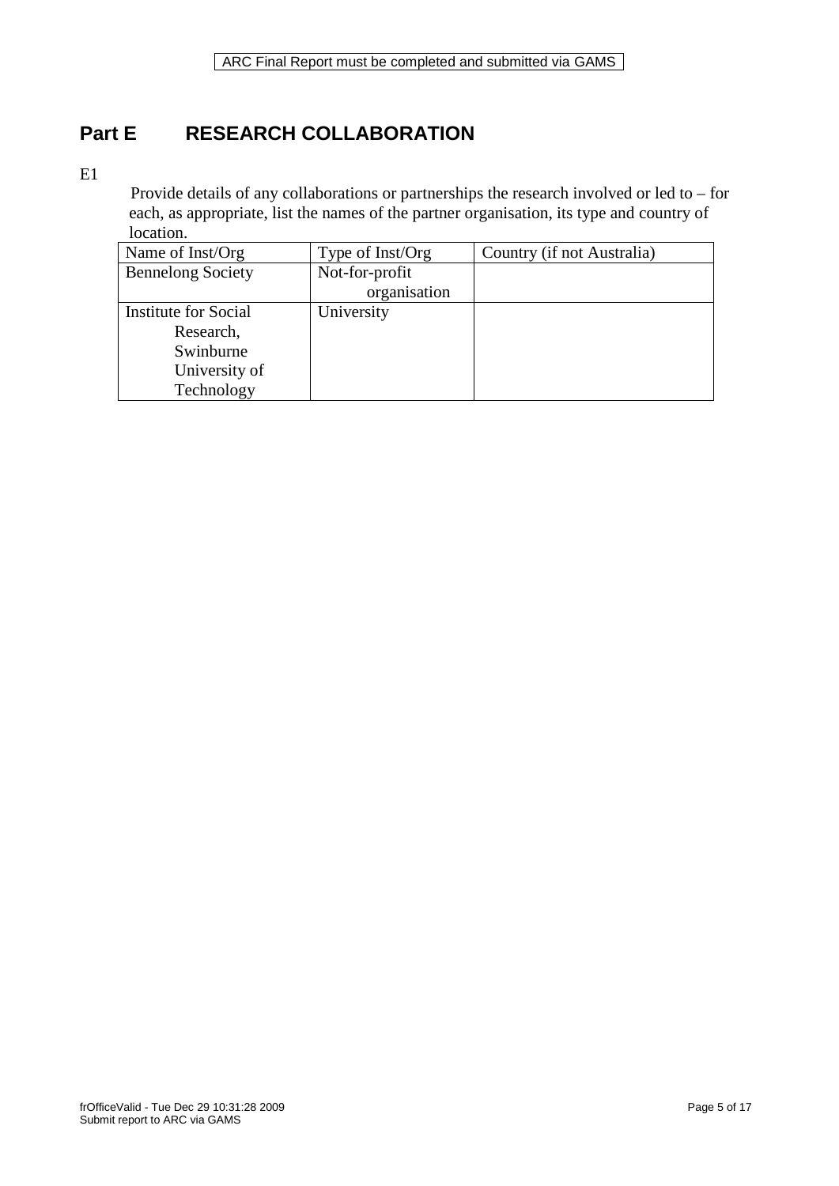# Part E RESEARCH COLLABORATION

E1

Provide details of any collaborations or partnerships the research involved or led to – for each, as appropriate, list the names of the partner organisation, its type and country of location.

| Name of Inst/Org | Type of Inst/Org | Country (if not Australia) |
|---|---|---|
| Bennelong Society | Not-for-profit organisation | |
| Institute for Social Research, Swinburne University of Technology | University | |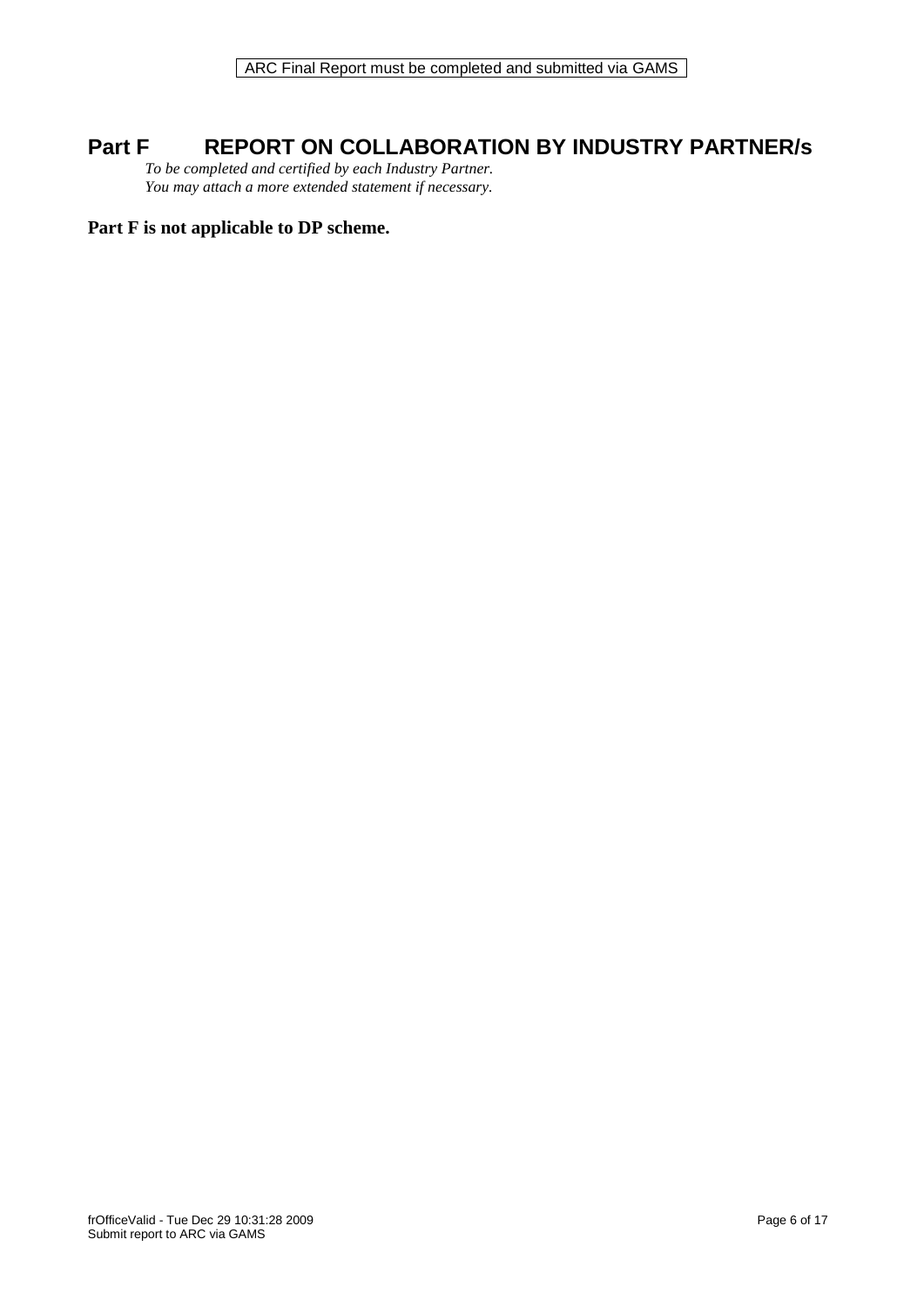# Part F REPORT ON COLLABORATION BY INDUSTRY PARTNER/s

*To be completed and certified by each Industry Partner.*
*You may attach a more extended statement if necessary.*

**Part F is not applicable to DP scheme.**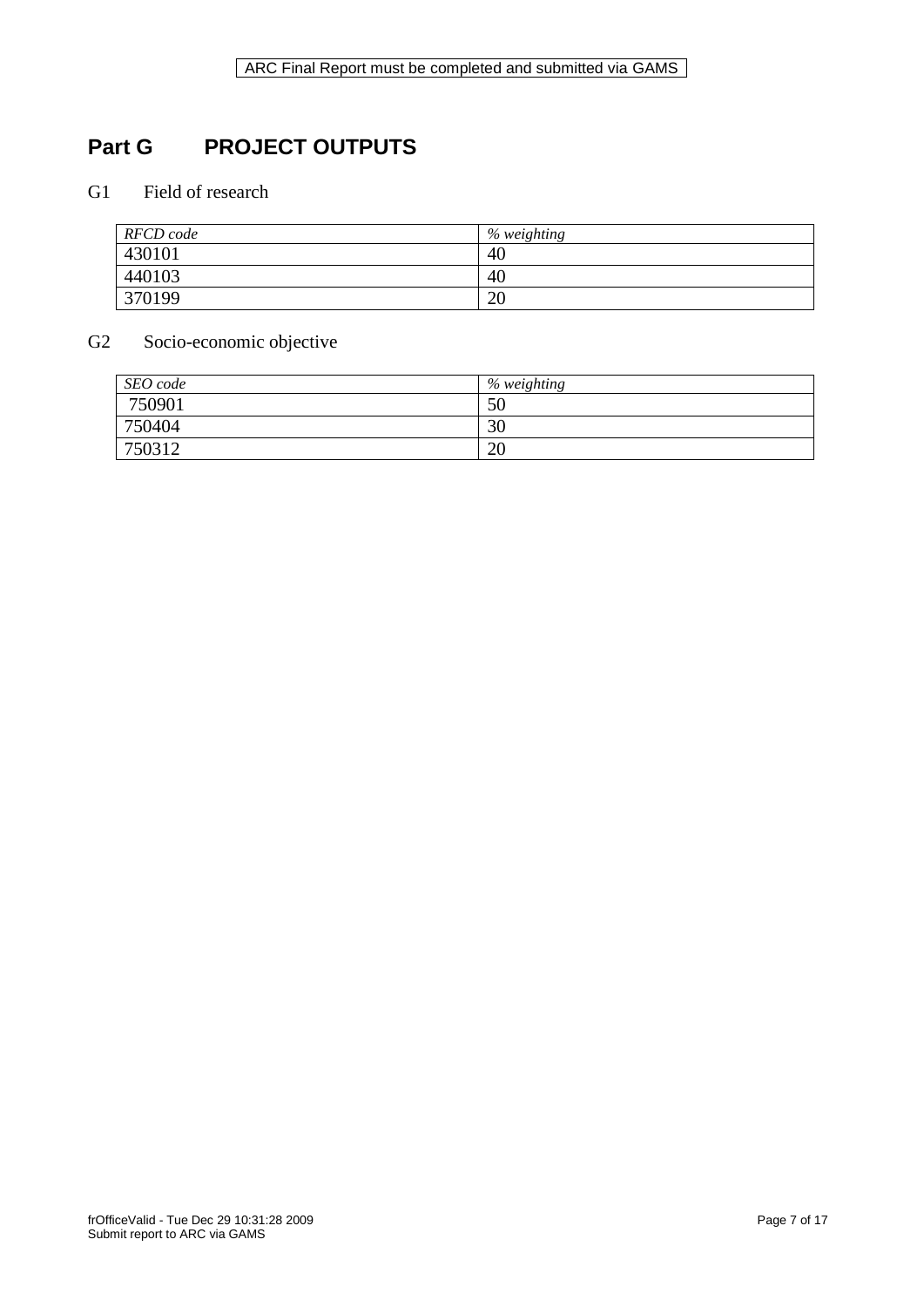# Part G PROJECT OUTPUTS

## G1 Field of research

| *RFCD code* | *% weighting* |
|---|---|
| 430101 | 40 |
| 440103 | 40 |
| 370199 | 20 |

## G2 Socio-economic objective

| *SEO code* | *% weighting* |
|---|---|
| 750901 | 50 |
| 750404 | 30 |
| 750312 | 20 |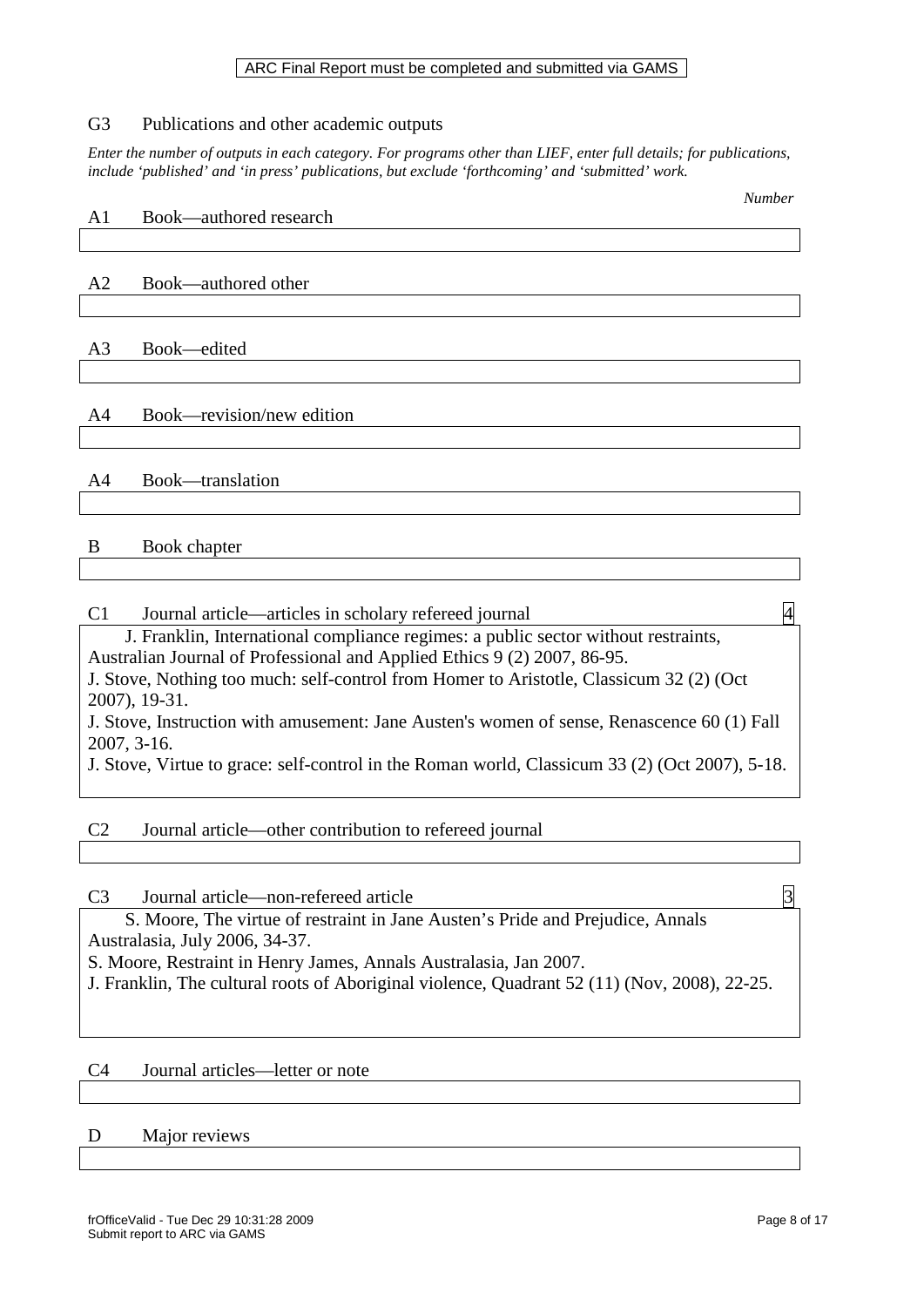ARC Final Report must be completed and submitted via GAMS

## G3 Publications and other academic outputs

*Enter the number of outputs in each category. For programs other than LIEF, enter full details; for publications, include 'published' and 'in press' publications, but exclude 'forthcoming' and 'submitted' work.*

*Number*

**A1 Book—authored research**

**A2 Book—authored other**

**A3 Book—edited**

**A4 Book—revision/new edition**

**A4 Book—translation**

**B Book chapter**

**C1 Journal article—articles in scholary refereed journal** 4

J. Franklin, International compliance regimes: a public sector without restraints, Australian Journal of Professional and Applied Ethics 9 (2) 2007, 86-95.

J. Stove, Nothing too much: self-control from Homer to Aristotle, Classicum 32 (2) (Oct 2007), 19-31.

J. Stove, Instruction with amusement: Jane Austen's women of sense, Renascence 60 (1) Fall 2007, 3-16.

J. Stove, Virtue to grace: self-control in the Roman world, Classicum 33 (2) (Oct 2007), 5-18.

**C2 Journal article—other contribution to refereed journal**

**C3 Journal article—non-refereed article** 3

S. Moore, The virtue of restraint in Jane Austen's Pride and Prejudice, Annals Australasia, July 2006, 34-37.

S. Moore, Restraint in Henry James, Annals Australasia, Jan 2007.

J. Franklin, The cultural roots of Aboriginal violence, Quadrant 52 (11) (Nov, 2008), 22-25.

**C4 Journal articles—letter or note**

**D Major reviews**

frOfficeValid - Tue Dec 29 10:31:28 2009
Submit report to ARC via GAMS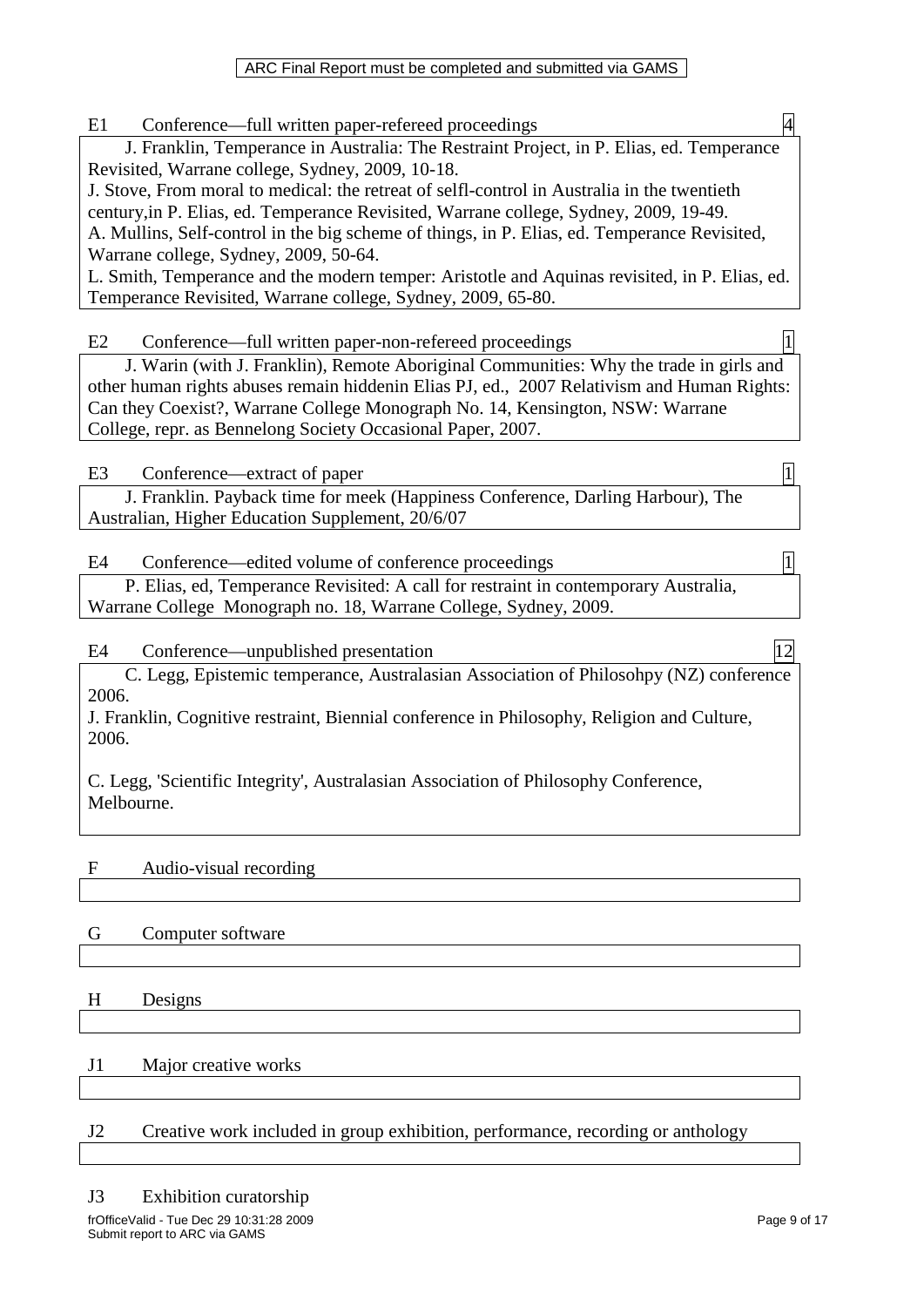ARC Final Report must be completed and submitted via GAMS

**E1 Conference—full written paper-refereed proceedings** 4

J. Franklin, Temperance in Australia: The Restraint Project, in P. Elias, ed. Temperance Revisited, Warrane college, Sydney, 2009, 10-18.
J. Stove, From moral to medical: the retreat of selfl-control in Australia in the twentieth century,in P. Elias, ed. Temperance Revisited, Warrane college, Sydney, 2009, 19-49.
A. Mullins, Self-control in the big scheme of things, in P. Elias, ed. Temperance Revisited, Warrane college, Sydney, 2009, 50-64.
L. Smith, Temperance and the modern temper: Aristotle and Aquinas revisited, in P. Elias, ed. Temperance Revisited, Warrane college, Sydney, 2009, 65-80.

**E2 Conference—full written paper-non-refereed proceedings** 1

J. Warin (with J. Franklin), Remote Aboriginal Communities: Why the trade in girls and other human rights abuses remain hiddenin Elias PJ, ed., 2007 Relativism and Human Rights: Can they Coexist?, Warrane College Monograph No. 14, Kensington, NSW: Warrane College, repr. as Bennelong Society Occasional Paper, 2007.

**E3 Conference—extract of paper** 1

J. Franklin. Payback time for meek (Happiness Conference, Darling Harbour), The Australian, Higher Education Supplement, 20/6/07

**E4 Conference—edited volume of conference proceedings** 1

P. Elias, ed, Temperance Revisited: A call for restraint in contemporary Australia, Warrane College Monograph no. 18, Warrane College, Sydney, 2009.

**E4 Conference—unpublished presentation** 12

C. Legg, Epistemic temperance, Australasian Association of Philosohpy (NZ) conference 2006.
J. Franklin, Cognitive restraint, Biennial conference in Philosophy, Religion and Culture, 2006.

C. Legg, 'Scientific Integrity', Australasian Association of Philosophy Conference, Melbourne.

**F Audio-visual recording**

**G Computer software**

**H Designs**

**J1 Major creative works**

**J2 Creative work included in group exhibition, performance, recording or anthology**

**J3 Exhibition curatorship**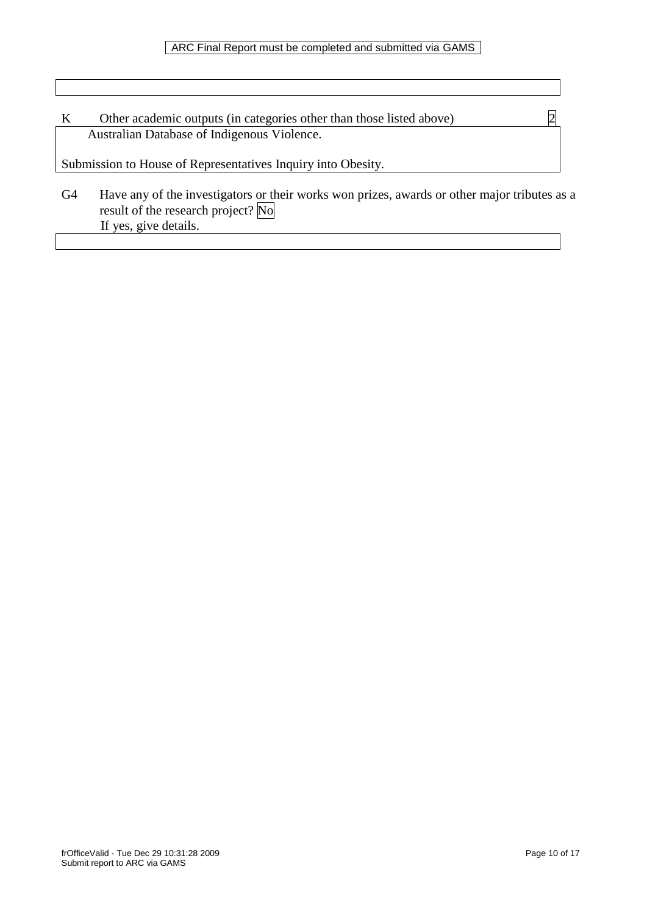ARC Final Report must be completed and submitted via GAMS

K Other academic outputs (in categories other than those listed above) 2

Australian Database of Indigenous Violence.

Submission to House of Representatives Inquiry into Obesity.

G4 Have any of the investigators or their works won prizes, awards or other major tributes as a result of the research project? No

If yes, give details.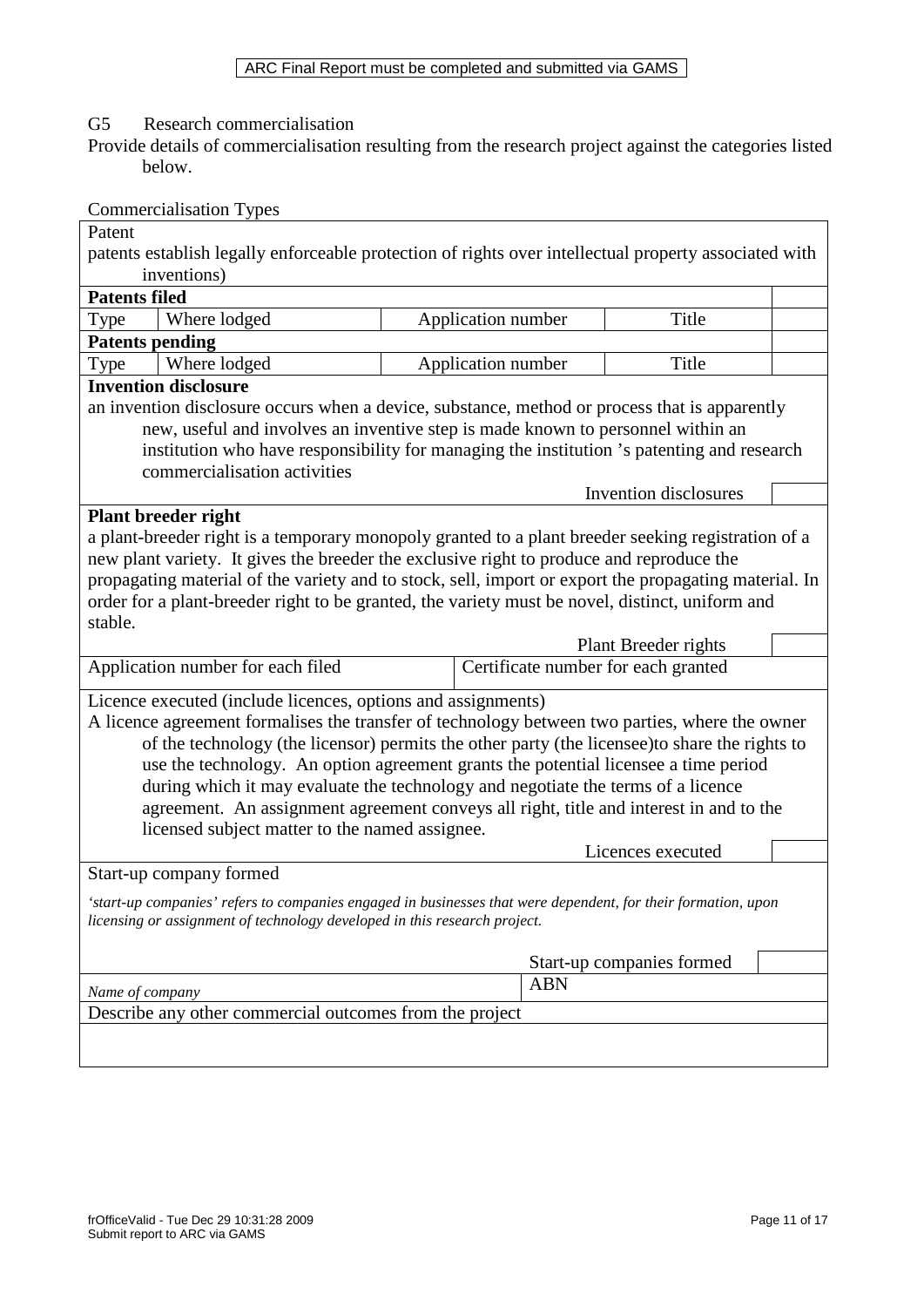ARC Final Report must be completed and submitted via GAMS

G5 Research commercialisation

Provide details of commercialisation resulting from the research project against the categories listed below.

Commercialisation Types

Patent

patents establish legally enforceable protection of rights over intellectual property associated with inventions)

**Patents filed**

| Type | Where lodged | Application number | Title | |
|---|---|---|---|---|

**Patents pending**

| Type | Where lodged | Application number | Title | |
|---|---|---|---|---|

**Invention disclosure**

an invention disclosure occurs when a device, substance, method or process that is apparently new, useful and involves an inventive step is made known to personnel within an institution who have responsibility for managing the institution 's patenting and research commercialisation activities

| Invention disclosures | |
|---|---|

**Plant breeder right**

a plant-breeder right is a temporary monopoly granted to a plant breeder seeking registration of a new plant variety. It gives the breeder the exclusive right to produce and reproduce the propagating material of the variety and to stock, sell, import or export the propagating material. In order for a plant-breeder right to be granted, the variety must be novel, distinct, uniform and stable.

| Plant Breeder rights | |
|---|---|

| Application number for each filed | Certificate number for each granted |
|---|---|

Licence executed (include licences, options and assignments)

A licence agreement formalises the transfer of technology between two parties, where the owner of the technology (the licensor) permits the other party (the licensee)to share the rights to use the technology. An option agreement grants the potential licensee a time period during which it may evaluate the technology and negotiate the terms of a licence agreement. An assignment agreement conveys all right, title and interest in and to the licensed subject matter to the named assignee.

| Licences executed | |
|---|---|

Start-up company formed

*'start-up companies' refers to companies engaged in businesses that were dependent, for their formation, upon licensing or assignment of technology developed in this research project.*

| Start-up companies formed | |
|---|---|

| *Name of company* | ABN |
|---|---|

Describe any other commercial outcomes from the project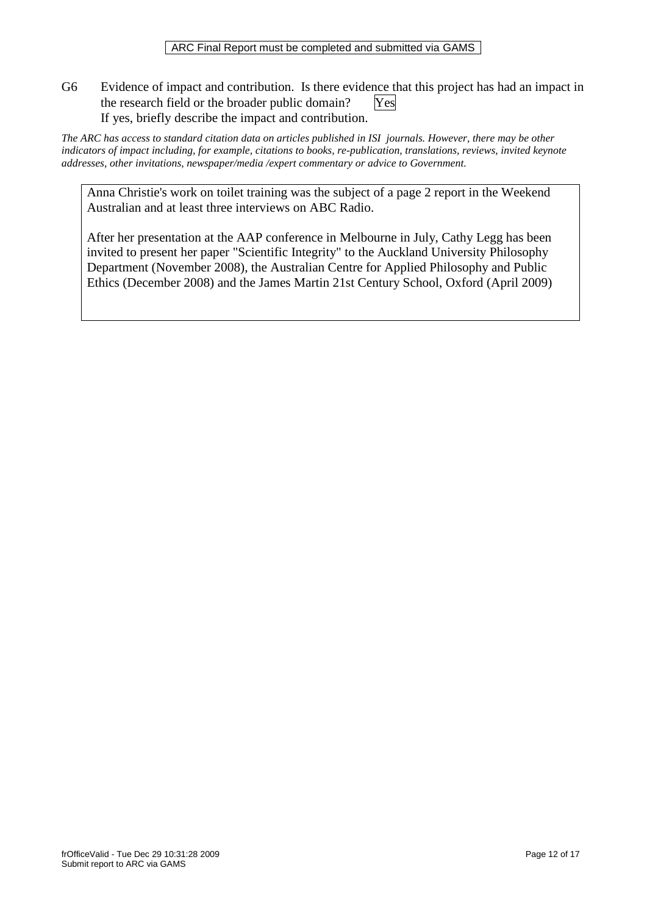ARC Final Report must be completed and submitted via GAMS

G6 Evidence of impact and contribution. Is there evidence that this project has had an impact in the research field or the broader public domain? Yes
If yes, briefly describe the impact and contribution.

*The ARC has access to standard citation data on articles published in ISI journals. However, there may be other indicators of impact including, for example, citations to books, re-publication, translations, reviews, invited keynote addresses, other invitations, newspaper/media /expert commentary or advice to Government.*

Anna Christie's work on toilet training was the subject of a page 2 report in the Weekend Australian and at least three interviews on ABC Radio.

After her presentation at the AAP conference in Melbourne in July, Cathy Legg has been invited to present her paper "Scientific Integrity" to the Auckland University Philosophy Department (November 2008), the Australian Centre for Applied Philosophy and Public Ethics (December 2008) and the James Martin 21st Century School, Oxford (April 2009)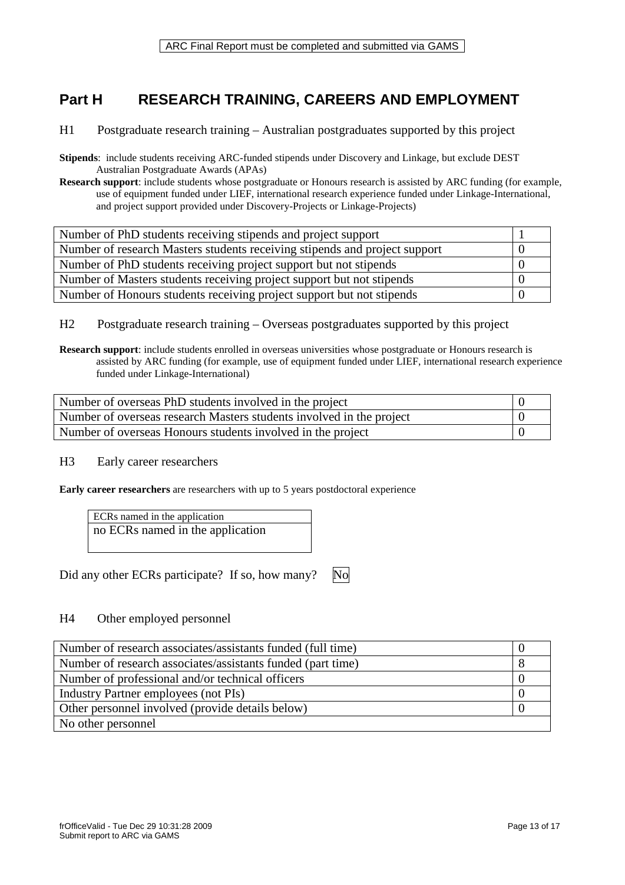ARC Final Report must be completed and submitted via GAMS

## Part H RESEARCH TRAINING, CAREERS AND EMPLOYMENT

### H1 Postgraduate research training – Australian postgraduates supported by this project

**Stipends**: include students receiving ARC-funded stipends under Discovery and Linkage, but exclude DEST Australian Postgraduate Awards (APAs)

**Research support**: include students whose postgraduate or Honours research is assisted by ARC funding (for example, use of equipment funded under LIEF, international research experience funded under Linkage-International, and project support provided under Discovery-Projects or Linkage-Projects)

| | |
|---|---|
| Number of PhD students receiving stipends and project support | 1 |
| Number of research Masters students receiving stipends and project support | 0 |
| Number of PhD students receiving project support but not stipends | 0 |
| Number of Masters students receiving project support but not stipends | 0 |
| Number of Honours students receiving project support but not stipends | 0 |

### H2 Postgraduate research training – Overseas postgraduates supported by this project

**Research support**: include students enrolled in overseas universities whose postgraduate or Honours research is assisted by ARC funding (for example, use of equipment funded under LIEF, international research experience funded under Linkage-International)

| | |
|---|---|
| Number of overseas PhD students involved in the project | 0 |
| Number of overseas research Masters students involved in the project | 0 |
| Number of overseas Honours students involved in the project | 0 |

### H3 Early career researchers

**Early career researchers** are researchers with up to 5 years postdoctoral experience

| ECRs named in the application |
|---|
| no ECRs named in the application |

Did any other ECRs participate? If so, how many? No

### H4 Other employed personnel

| | |
|---|---|
| Number of research associates/assistants funded (full time) | 0 |
| Number of research associates/assistants funded (part time) | 8 |
| Number of professional and/or technical officers | 0 |
| Industry Partner employees (not PIs) | 0 |
| Other personnel involved (provide details below) | 0 |
| No other personnel | |

frOfficeValid - Tue Dec 29 10:31:28 2009
Submit report to ARC via GAMS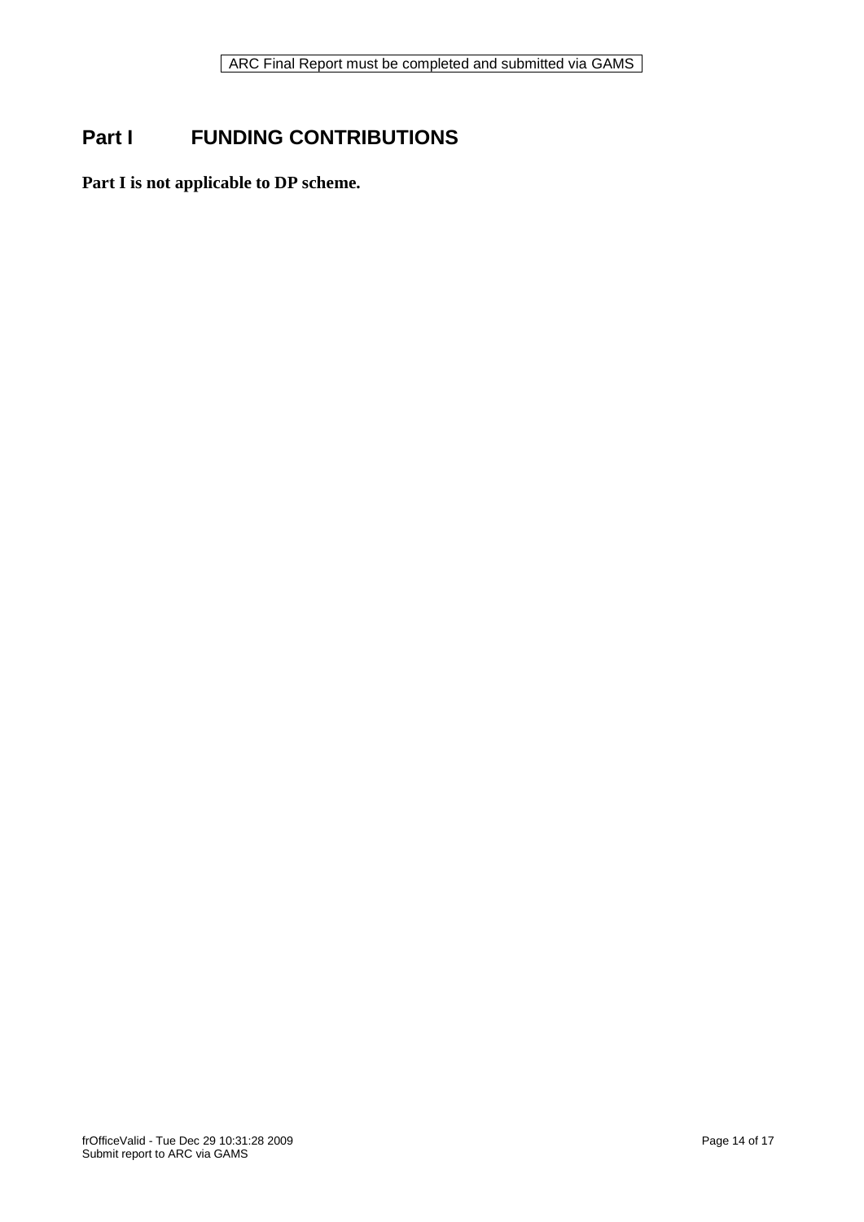# Part I FUNDING CONTRIBUTIONS

**Part I is not applicable to DP scheme.**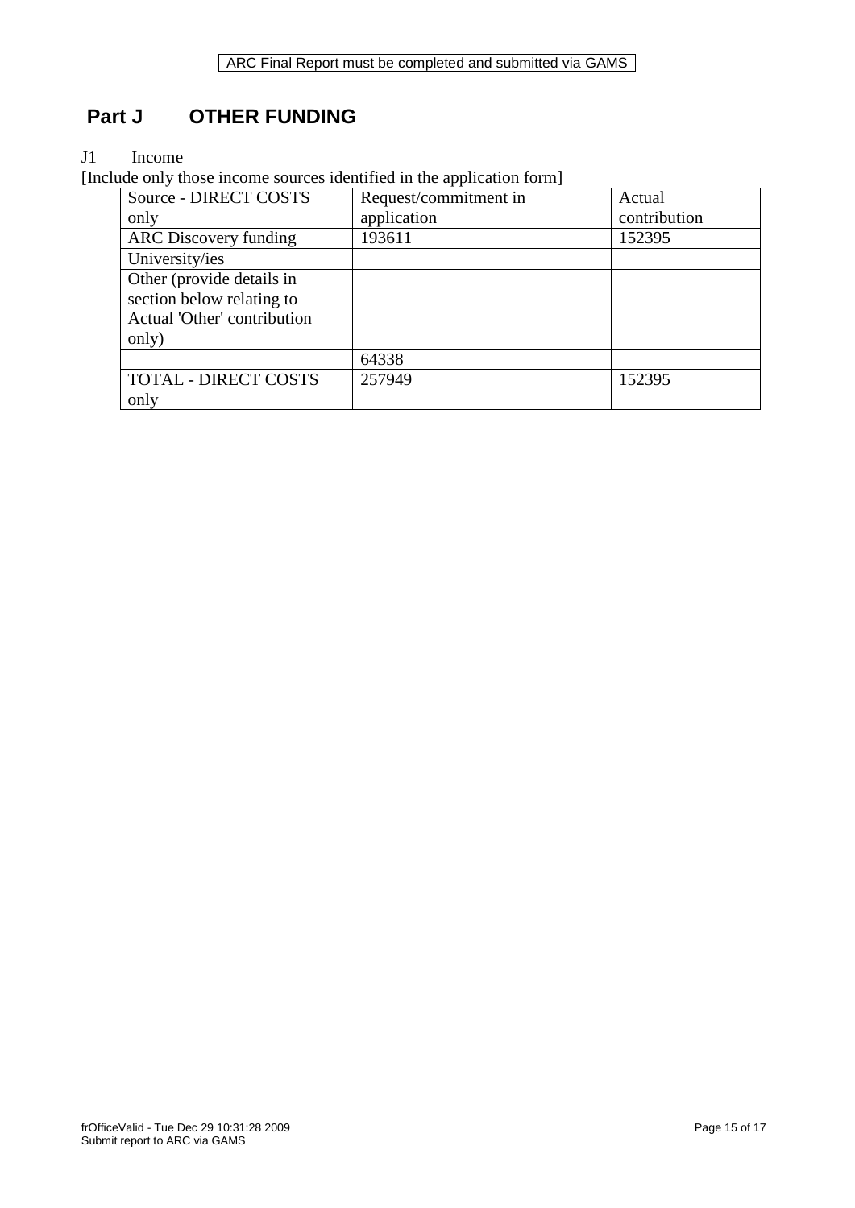ARC Final Report must be completed and submitted via GAMS

# Part J OTHER FUNDING

J1 Income

[Include only those income sources identified in the application form]

| Source - DIRECT COSTS only | Request/commitment in application | Actual contribution |
|---|---|---|
| ARC Discovery funding | 193611 | 152395 |
| University/ies | | |
| Other (provide details in section below relating to Actual 'Other' contribution only) | | |
| | 64338 | |
| TOTAL - DIRECT COSTS only | 257949 | 152395 |

frOfficeValid - Tue Dec 29 10:31:28 2009
Submit report to ARC via GAMS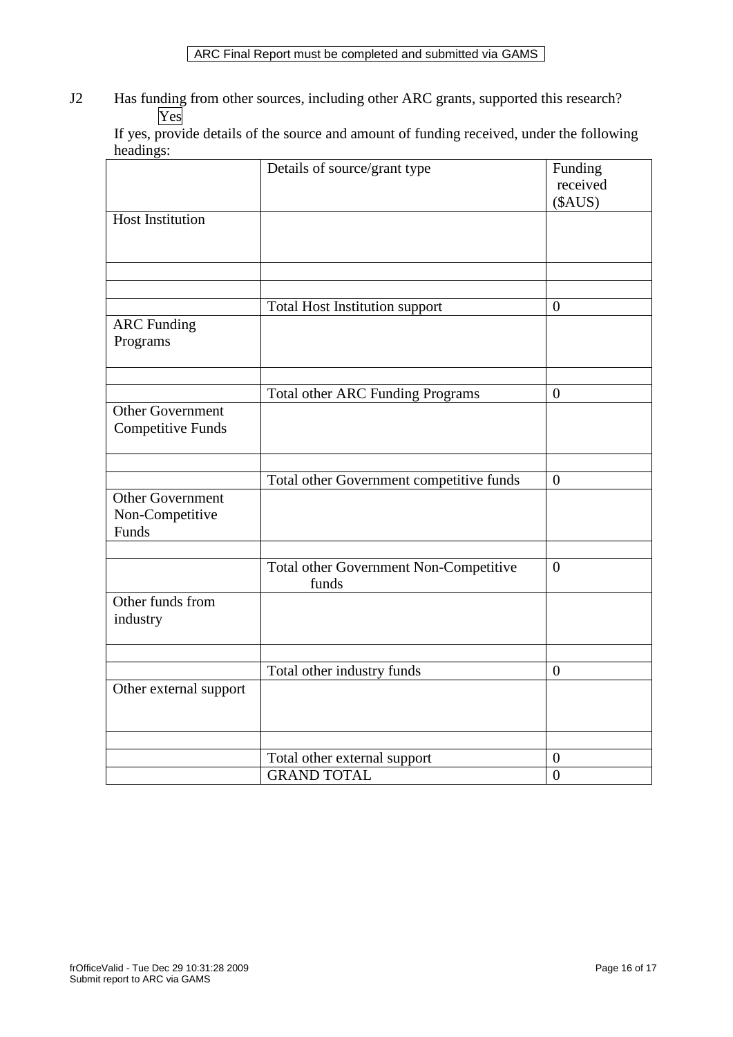ARC Final Report must be completed and submitted via GAMS

J2 Has funding from other sources, including other ARC grants, supported this research?

Yes

If yes, provide details of the source and amount of funding received, under the following headings:

| | Details of source/grant type | Funding received ($AUS) |
|---|---|---|
| Host Institution | | |
| | | |
| | | |
| | Total Host Institution support | 0 |
| ARC Funding Programs | | |
| | | |
| | Total other ARC Funding Programs | 0 |
| Other Government Competitive Funds | | |
| | | |
| | Total other Government competitive funds | 0 |
| Other Government Non-Competitive Funds | | |
| | | |
| | Total other Government Non-Competitive funds | 0 |
| Other funds from industry | | |
| | | |
| | Total other industry funds | 0 |
| Other external support | | |
| | | |
| | Total other external support | 0 |
| | GRAND TOTAL | 0 |

frOfficeValid - Tue Dec 29 10:31:28 2009
Submit report to ARC via GAMS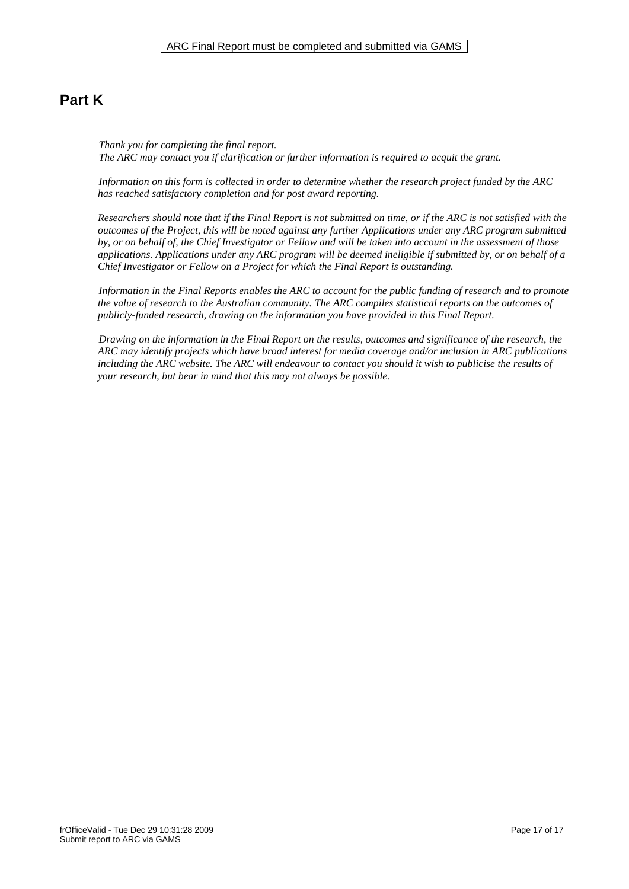## Part K

*Thank you for completing the final report.*
*The ARC may contact you if clarification or further information is required to acquit the grant.*

*Information on this form is collected in order to determine whether the research project funded by the ARC has reached satisfactory completion and for post award reporting.*

*Researchers should note that if the Final Report is not submitted on time, or if the ARC is not satisfied with the outcomes of the Project, this will be noted against any further Applications under any ARC program submitted by, or on behalf of, the Chief Investigator or Fellow and will be taken into account in the assessment of those applications. Applications under any ARC program will be deemed ineligible if submitted by, or on behalf of a Chief Investigator or Fellow on a Project for which the Final Report is outstanding.*

*Information in the Final Reports enables the ARC to account for the public funding of research and to promote the value of research to the Australian community. The ARC compiles statistical reports on the outcomes of publicly-funded research, drawing on the information you have provided in this Final Report.*

*Drawing on the information in the Final Report on the results, outcomes and significance of the research, the ARC may identify projects which have broad interest for media coverage and/or inclusion in ARC publications including the ARC website. The ARC will endeavour to contact you should it wish to publicise the results of your research, but bear in mind that this may not always be possible.*